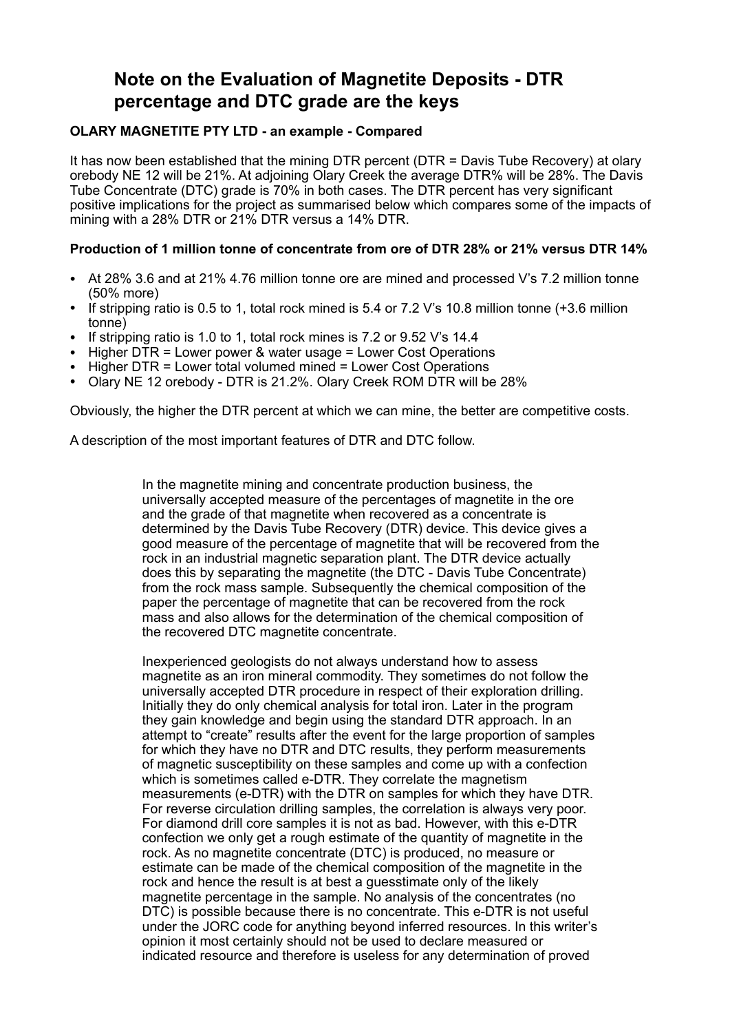# Note on the Evaluation of Magnetite Deposits - DTR percentage and DTC grade are the keys

**OLARY MAGNETITE PTY LTD - an example - Compared**

It has now been established that the mining DTR percent (DTR = Davis Tube Recovery) at olary orebody NE 12 will be 21%. At adjoining Olary Creek the average DTR% will be 28%. The Davis Tube Concentrate (DTC) grade is 70% in both cases. The DTR percent has very significant positive implications for the project as summarised below which compares some of the impacts of mining with a 28% DTR or 21% DTR versus a 14% DTR.

**Production of 1 million tonne of concentrate from ore of DTR 28% or 21% versus DTR 14%**

- At 28% 3.6 and at 21% 4.76 million tonne ore are mined and processed V's 7.2 million tonne (50% more)
- If stripping ratio is 0.5 to 1, total rock mined is 5.4 or 7.2 V's 10.8 million tonne (+3.6 million tonne)
- If stripping ratio is 1.0 to 1, total rock mines is 7.2 or 9.52 V's 14.4
- Higher DTR = Lower power & water usage = Lower Cost Operations
- Higher DTR = Lower total volumed mined = Lower Cost Operations
- Olary NE 12 orebody - DTR is 21.2%. Olary Creek ROM DTR will be 28%

Obviously, the higher the DTR percent at which we can mine, the better are competitive costs.

A description of the most important features of DTR and DTC follow.

In the magnetite mining and concentrate production business, the universally accepted measure of the percentages of magnetite in the ore and the grade of that magnetite when recovered as a concentrate is determined by the Davis Tube Recovery (DTR) device. This device gives a good measure of the percentage of magnetite that will be recovered from the rock in an industrial magnetic separation plant. The DTR device actually does this by separating the magnetite (the DTC - Davis Tube Concentrate) from the rock mass sample. Subsequently the chemical composition of the paper the percentage of magnetite that can be recovered from the rock mass and also allows for the determination of the chemical composition of the recovered DTC magnetite concentrate.

Inexperienced geologists do not always understand how to assess magnetite as an iron mineral commodity. They sometimes do not follow the universally accepted DTR procedure in respect of their exploration drilling. Initially they do only chemical analysis for total iron. Later in the program they gain knowledge and begin using the standard DTR approach. In an attempt to "create" results after the event for the large proportion of samples for which they have no DTR and DTC results, they perform measurements of magnetic susceptibility on these samples and come up with a confection which is sometimes called e-DTR. They correlate the magnetism measurements (e-DTR) with the DTR on samples for which they have DTR. For reverse circulation drilling samples, the correlation is always very poor. For diamond drill core samples it is not as bad. However, with this e-DTR confection we only get a rough estimate of the quantity of magnetite in the rock. As no magnetite concentrate (DTC) is produced, no measure or estimate can be made of the chemical composition of the magnetite in the rock and hence the result is at best a guesstimate only of the likely magnetite percentage in the sample. No analysis of the concentrates (no DTC) is possible because there is no concentrate. This e-DTR is not useful under the JORC code for anything beyond inferred resources. In this writer's opinion it most certainly should not be used to declare measured or indicated resource and therefore is useless for any determination of proved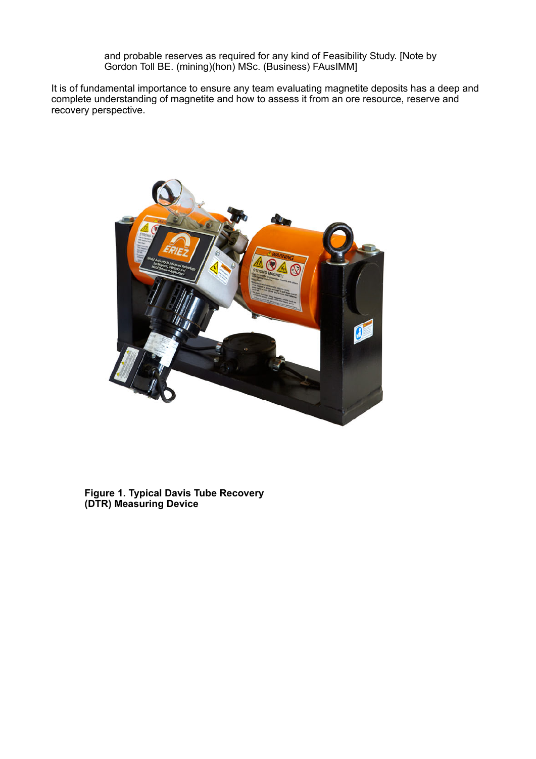and probable reserves as required for any kind of Feasibility Study. [Note by Gordon Toll BE. (mining)(hon) MSc. (Business) FAusIMM]

It is of fundamental importance to ensure any team evaluating magnetite deposits has a deep and complete understanding of magnetite and how to assess it from an ore resource, reserve and recovery perspective.

**Figure 1. Typical Davis Tube Recovery (DTR) Measuring Device**